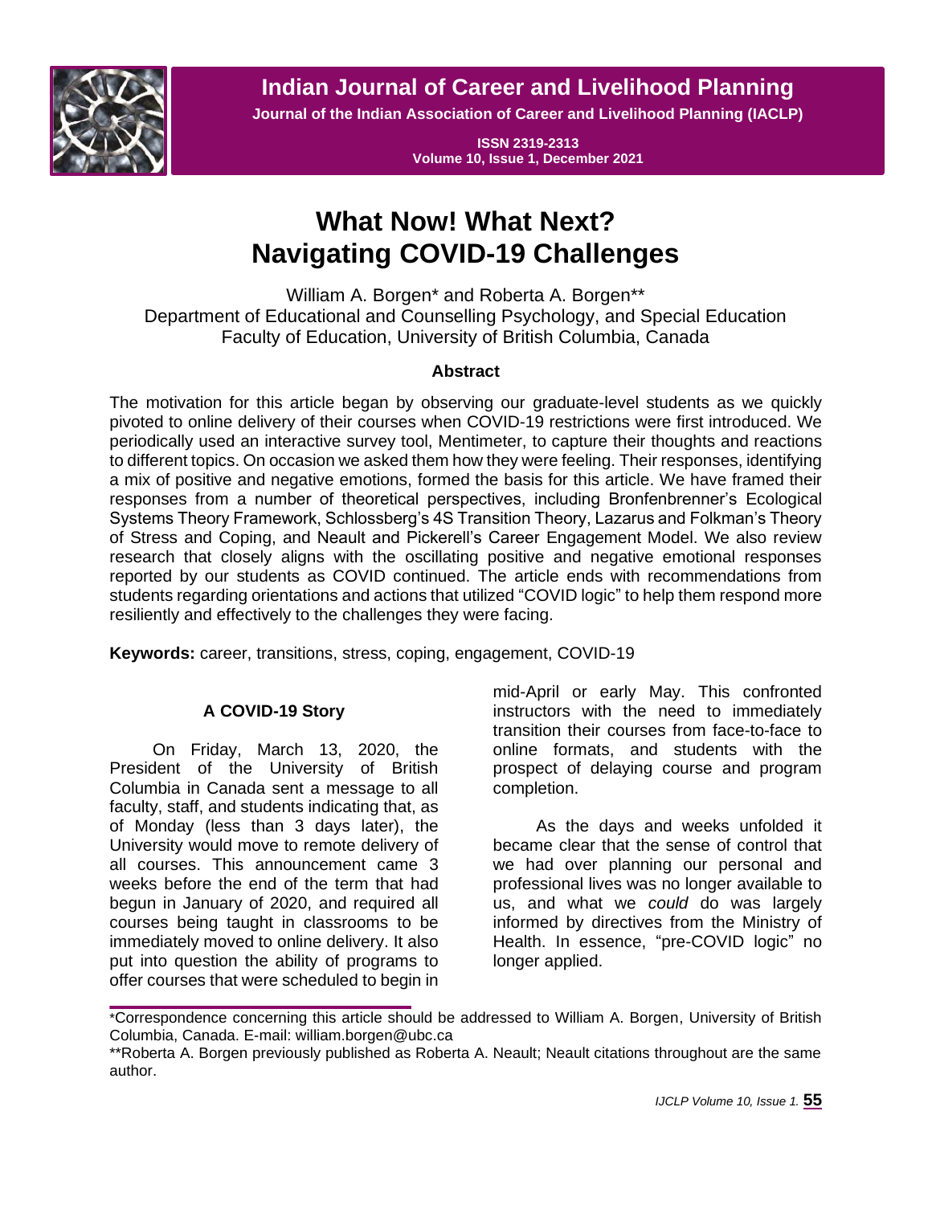# What Now! What Next? Navigating COVID-19 Challenges

William A. Borgen* and Roberta A. Borgen**
Department of Educational and Counselling Psychology, and Special Education
Faculty of Education, University of British Columbia, Canada

### Abstract

The motivation for this article began by observing our graduate-level students as we quickly pivoted to online delivery of their courses when COVID-19 restrictions were first introduced. We periodically used an interactive survey tool, Mentimeter, to capture their thoughts and reactions to different topics. On occasion we asked them how they were feeling. Their responses, identifying a mix of positive and negative emotions, formed the basis for this article. We have framed their responses from a number of theoretical perspectives, including Bronfenbrenner's Ecological Systems Theory Framework, Schlossberg's 4S Transition Theory, Lazarus and Folkman's Theory of Stress and Coping, and Neault and Pickerell's Career Engagement Model. We also review research that closely aligns with the oscillating positive and negative emotional responses reported by our students as COVID continued. The article ends with recommendations from students regarding orientations and actions that utilized "COVID logic" to help them respond more resiliently and effectively to the challenges they were facing.

**Keywords:** career, transitions, stress, coping, engagement, COVID-19

## A COVID-19 Story

On Friday, March 13, 2020, the President of the University of British Columbia in Canada sent a message to all faculty, staff, and students indicating that, as of Monday (less than 3 days later), the University would move to remote delivery of all courses. This announcement came 3 weeks before the end of the term that had begun in January of 2020, and required all courses being taught in classrooms to be immediately moved to online delivery. It also put into question the ability of programs to offer courses that were scheduled to begin in mid-April or early May. This confronted instructors with the need to immediately transition their courses from face-to-face to online formats, and students with the prospect of delaying course and program completion.

As the days and weeks unfolded it became clear that the sense of control that we had over planning our personal and professional lives was no longer available to us, and what we *could* do was largely informed by directives from the Ministry of Health. In essence, "pre-COVID logic" no longer applied.

*Correspondence concerning this article should be addressed to William A. Borgen, University of British Columbia, Canada. E-mail: william.borgen@ubc.ca

**Roberta A. Borgen previously published as Roberta A. Neault; Neault citations throughout are the same author.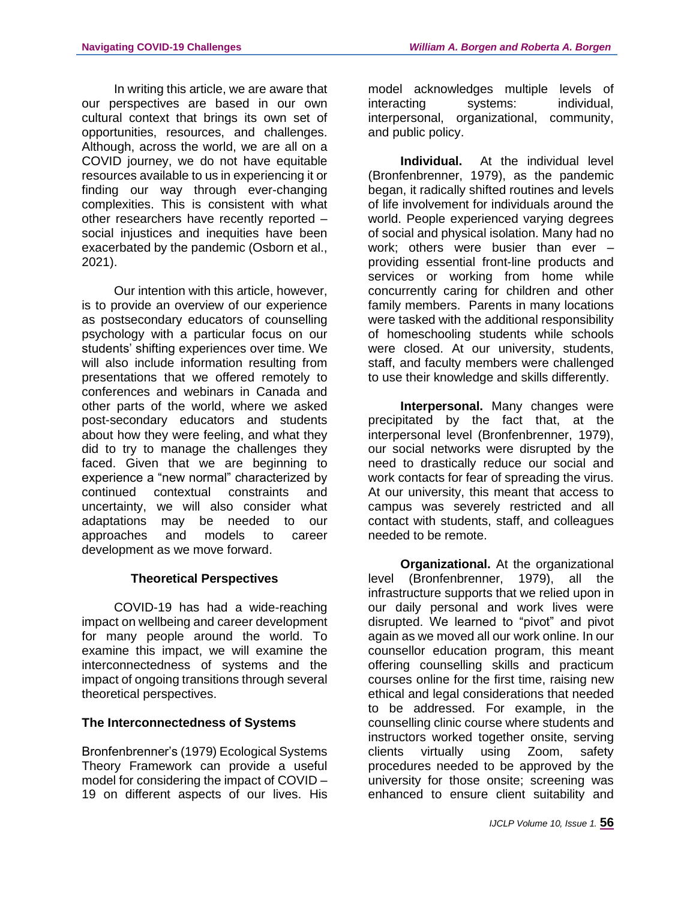In writing this article, we are aware that our perspectives are based in our own cultural context that brings its own set of opportunities, resources, and challenges. Although, across the world, we are all on a COVID journey, we do not have equitable resources available to us in experiencing it or finding our way through ever-changing complexities. This is consistent with what other researchers have recently reported – social injustices and inequities have been exacerbated by the pandemic (Osborn et al., 2021).

Our intention with this article, however, is to provide an overview of our experience as postsecondary educators of counselling psychology with a particular focus on our students' shifting experiences over time. We will also include information resulting from presentations that we offered remotely to conferences and webinars in Canada and other parts of the world, where we asked post-secondary educators and students about how they were feeling, and what they did to try to manage the challenges they faced. Given that we are beginning to experience a "new normal" characterized by continued contextual constraints and uncertainty, we will also consider what adaptations may be needed to our approaches and models to career development as we move forward.

## Theoretical Perspectives

COVID-19 has had a wide-reaching impact on wellbeing and career development for many people around the world. To examine this impact, we will examine the interconnectedness of systems and the impact of ongoing transitions through several theoretical perspectives.

### The Interconnectedness of Systems

Bronfenbrenner's (1979) Ecological Systems Theory Framework can provide a useful model for considering the impact of COVID – 19 on different aspects of our lives. His model acknowledges multiple levels of interacting systems: individual, interpersonal, organizational, community, and public policy.

**Individual.** At the individual level (Bronfenbrenner, 1979), as the pandemic began, it radically shifted routines and levels of life involvement for individuals around the world. People experienced varying degrees of social and physical isolation. Many had no work; others were busier than ever – providing essential front-line products and services or working from home while concurrently caring for children and other family members. Parents in many locations were tasked with the additional responsibility of homeschooling students while schools were closed. At our university, students, staff, and faculty members were challenged to use their knowledge and skills differently.

**Interpersonal.** Many changes were precipitated by the fact that, at the interpersonal level (Bronfenbrenner, 1979), our social networks were disrupted by the need to drastically reduce our social and work contacts for fear of spreading the virus. At our university, this meant that access to campus was severely restricted and all contact with students, staff, and colleagues needed to be remote.

**Organizational.** At the organizational level (Bronfenbrenner, 1979), all the infrastructure supports that we relied upon in our daily personal and work lives were disrupted. We learned to "pivot" and pivot again as we moved all our work online. In our counsellor education program, this meant offering counselling skills and practicum courses online for the first time, raising new ethical and legal considerations that needed to be addressed. For example, in the counselling clinic course where students and instructors worked together onsite, serving clients virtually using Zoom, safety procedures needed to be approved by the university for those onsite; screening was enhanced to ensure client suitability and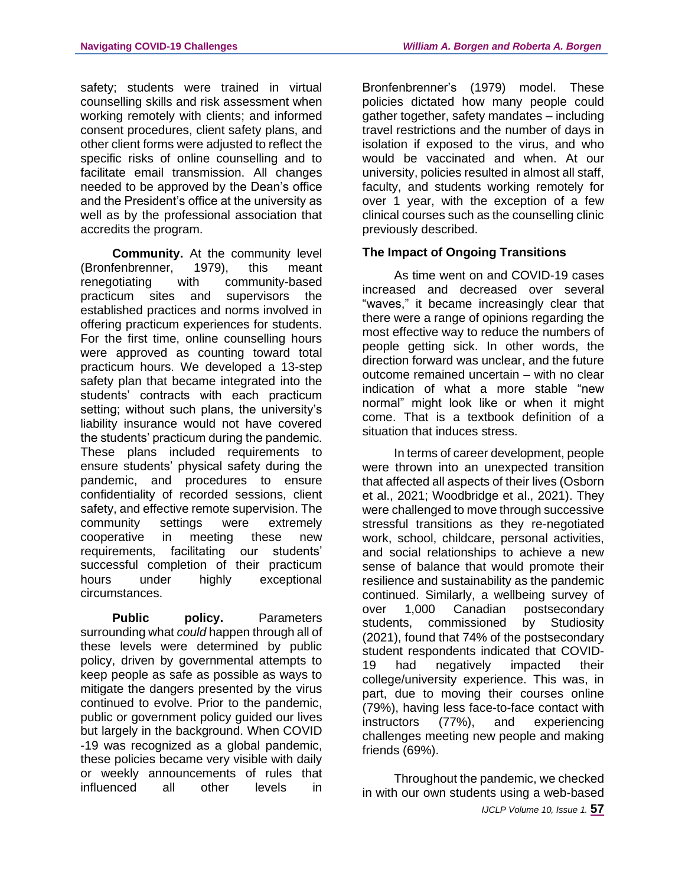safety; students were trained in virtual counselling skills and risk assessment when working remotely with clients; and informed consent procedures, client safety plans, and other client forms were adjusted to reflect the specific risks of online counselling and to facilitate email transmission. All changes needed to be approved by the Dean's office and the President's office at the university as well as by the professional association that accredits the program.

**Community.** At the community level (Bronfenbrenner, 1979), this meant renegotiating with community-based practicum sites and supervisors the established practices and norms involved in offering practicum experiences for students. For the first time, online counselling hours were approved as counting toward total practicum hours. We developed a 13-step safety plan that became integrated into the students' contracts with each practicum setting; without such plans, the university's liability insurance would not have covered the students' practicum during the pandemic. These plans included requirements to ensure students' physical safety during the pandemic, and procedures to ensure confidentiality of recorded sessions, client safety, and effective remote supervision. The community settings were extremely cooperative in meeting these new requirements, facilitating our students' successful completion of their practicum hours under highly exceptional circumstances.

**Public policy.** Parameters surrounding what *could* happen through all of these levels were determined by public policy, driven by governmental attempts to keep people as safe as possible as ways to mitigate the dangers presented by the virus continued to evolve. Prior to the pandemic, public or government policy guided our lives but largely in the background. When COVID -19 was recognized as a global pandemic, these policies became very visible with daily or weekly announcements of rules that influenced all other levels in Bronfenbrenner's (1979) model. These policies dictated how many people could gather together, safety mandates – including travel restrictions and the number of days in isolation if exposed to the virus, and who would be vaccinated and when. At our university, policies resulted in almost all staff, faculty, and students working remotely for over 1 year, with the exception of a few clinical courses such as the counselling clinic previously described.

### The Impact of Ongoing Transitions

As time went on and COVID-19 cases increased and decreased over several "waves," it became increasingly clear that there were a range of opinions regarding the most effective way to reduce the numbers of people getting sick. In other words, the direction forward was unclear, and the future outcome remained uncertain – with no clear indication of what a more stable "new normal" might look like or when it might come. That is a textbook definition of a situation that induces stress.

In terms of career development, people were thrown into an unexpected transition that affected all aspects of their lives (Osborn et al., 2021; Woodbridge et al., 2021). They were challenged to move through successive stressful transitions as they re-negotiated work, school, childcare, personal activities, and social relationships to achieve a new sense of balance that would promote their resilience and sustainability as the pandemic continued. Similarly, a wellbeing survey of over 1,000 Canadian postsecondary students, commissioned by Studiosity (2021), found that 74% of the postsecondary student respondents indicated that COVID-19 had negatively impacted their college/university experience. This was, in part, due to moving their courses online (79%), having less face-to-face contact with instructors (77%), and experiencing challenges meeting new people and making friends (69%).

Throughout the pandemic, we checked in with our own students using a web-based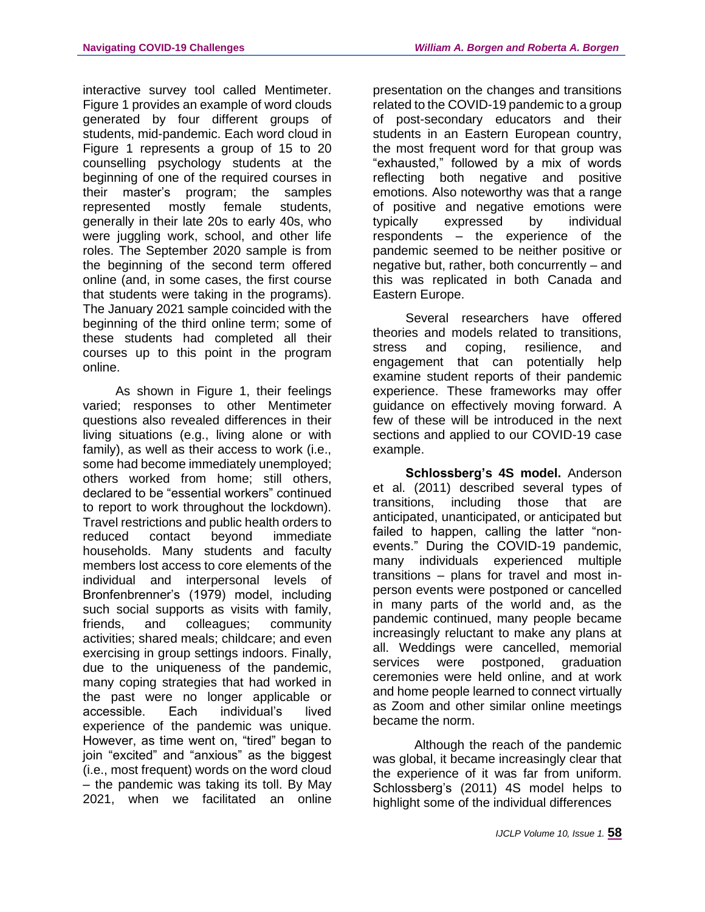interactive survey tool called Mentimeter. Figure 1 provides an example of word clouds generated by four different groups of students, mid-pandemic. Each word cloud in Figure 1 represents a group of 15 to 20 counselling psychology students at the beginning of one of the required courses in their master's program; the samples represented mostly female students, generally in their late 20s to early 40s, who were juggling work, school, and other life roles. The September 2020 sample is from the beginning of the second term offered online (and, in some cases, the first course that students were taking in the programs). The January 2021 sample coincided with the beginning of the third online term; some of these students had completed all their courses up to this point in the program online.

As shown in Figure 1, their feelings varied; responses to other Mentimeter questions also revealed differences in their living situations (e.g., living alone or with family), as well as their access to work (i.e., some had become immediately unemployed; others worked from home; still others, declared to be "essential workers" continued to report to work throughout the lockdown). Travel restrictions and public health orders to reduced contact beyond immediate households. Many students and faculty members lost access to core elements of the individual and interpersonal levels of Bronfenbrenner's (1979) model, including such social supports as visits with family, friends, and colleagues; community activities; shared meals; childcare; and even exercising in group settings indoors. Finally, due to the uniqueness of the pandemic, many coping strategies that had worked in the past were no longer applicable or accessible. Each individual's lived experience of the pandemic was unique. However, as time went on, "tired" began to join "excited" and "anxious" as the biggest (i.e., most frequent) words on the word cloud – the pandemic was taking its toll. By May 2021, when we facilitated an online presentation on the changes and transitions related to the COVID-19 pandemic to a group of post-secondary educators and their students in an Eastern European country, the most frequent word for that group was "exhausted," followed by a mix of words reflecting both negative and positive emotions. Also noteworthy was that a range of positive and negative emotions were typically expressed by individual respondents – the experience of the pandemic seemed to be neither positive or negative but, rather, both concurrently – and this was replicated in both Canada and Eastern Europe.

Several researchers have offered theories and models related to transitions, stress and coping, resilience, and engagement that can potentially help examine student reports of their pandemic experience. These frameworks may offer guidance on effectively moving forward. A few of these will be introduced in the next sections and applied to our COVID-19 case example.

**Schlossberg's 4S model.** Anderson et al. (2011) described several types of transitions, including those that are anticipated, unanticipated, or anticipated but failed to happen, calling the latter "non-events." During the COVID-19 pandemic, many individuals experienced multiple transitions – plans for travel and most in-person events were postponed or cancelled in many parts of the world and, as the pandemic continued, many people became increasingly reluctant to make any plans at all. Weddings were cancelled, memorial services were postponed, graduation ceremonies were held online, and at work and home people learned to connect virtually as Zoom and other similar online meetings became the norm.

Although the reach of the pandemic was global, it became increasingly clear that the experience of it was far from uniform. Schlossberg's (2011) 4S model helps to highlight some of the individual differences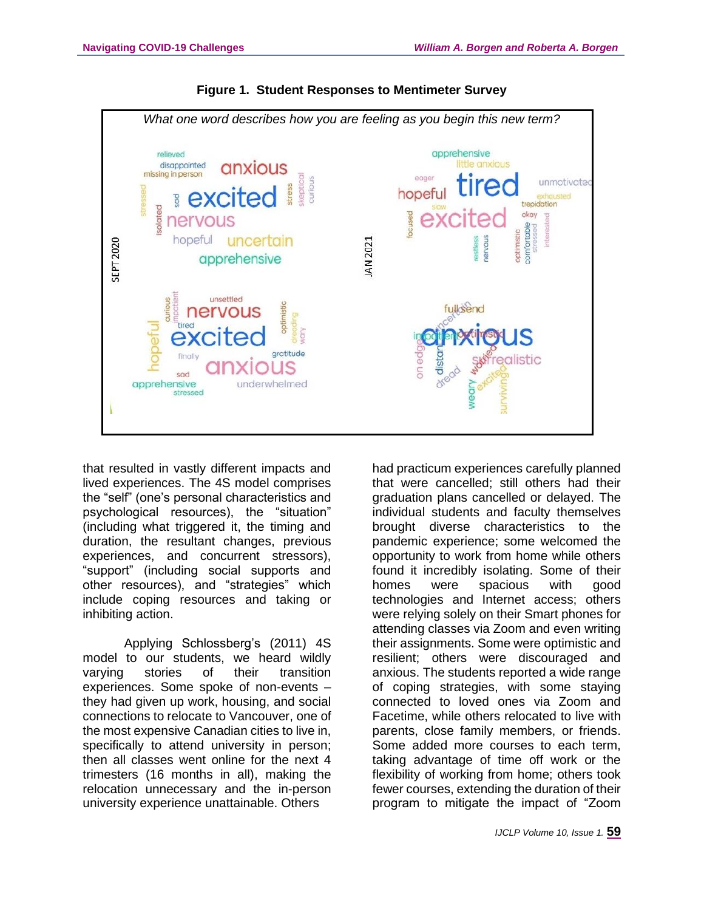**Figure 1. Student Responses to Mentimeter Survey**

that resulted in vastly different impacts and lived experiences. The 4S model comprises the "self" (one's personal characteristics and psychological resources), the "situation" (including what triggered it, the timing and duration, the resultant changes, previous experiences, and concurrent stressors), "support" (including social supports and other resources), and "strategies" which include coping resources and taking or inhibiting action.

Applying Schlossberg's (2011) 4S model to our students, we heard wildly varying stories of their transition experiences. Some spoke of non-events – they had given up work, housing, and social connections to relocate to Vancouver, one of the most expensive Canadian cities to live in, specifically to attend university in person; then all classes went online for the next 4 trimesters (16 months in all), making the relocation unnecessary and the in-person university experience unattainable. Others had practicum experiences carefully planned that were cancelled; still others had their graduation plans cancelled or delayed. The individual students and faculty themselves brought diverse characteristics to the pandemic experience; some welcomed the opportunity to work from home while others found it incredibly isolating. Some of their homes were spacious with good technologies and Internet access; others were relying solely on their Smart phones for attending classes via Zoom and even writing their assignments. Some were optimistic and resilient; others were discouraged and anxious. The students reported a wide range of coping strategies, with some staying connected to loved ones via Zoom and Facetime, while others relocated to live with parents, close family members, or friends. Some added more courses to each term, taking advantage of time off work or the flexibility of working from home; others took fewer courses, extending the duration of their program to mitigate the impact of "Zoom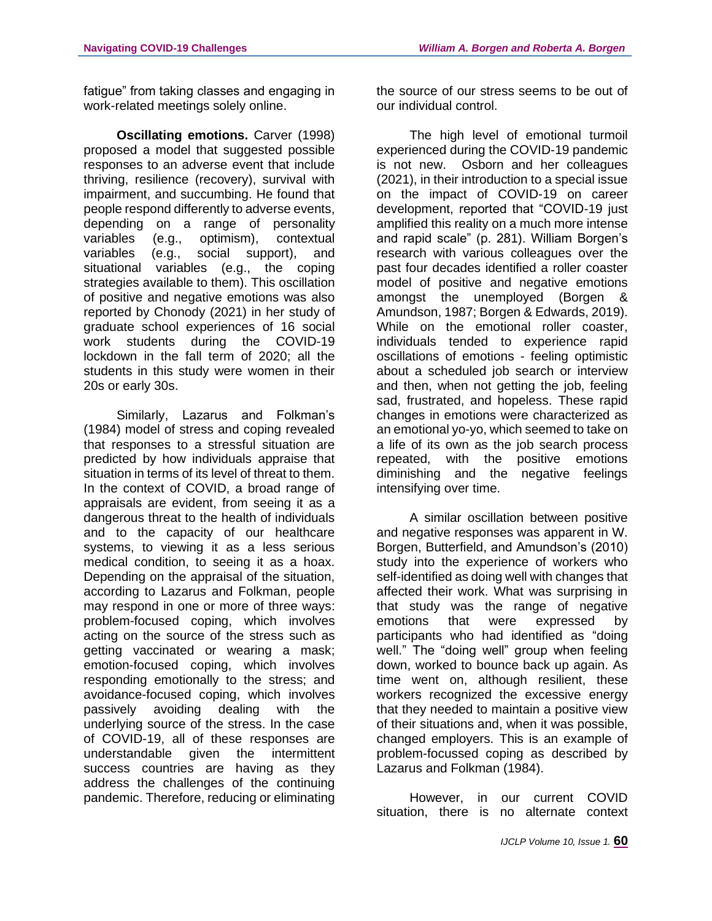fatigue" from taking classes and engaging in work-related meetings solely online.

**Oscillating emotions.** Carver (1998) proposed a model that suggested possible responses to an adverse event that include thriving, resilience (recovery), survival with impairment, and succumbing. He found that people respond differently to adverse events, depending on a range of personality variables (e.g., optimism), contextual variables (e.g., social support), and situational variables (e.g., the coping strategies available to them). This oscillation of positive and negative emotions was also reported by Chonody (2021) in her study of graduate school experiences of 16 social work students during the COVID-19 lockdown in the fall term of 2020; all the students in this study were women in their 20s or early 30s.

Similarly, Lazarus and Folkman's (1984) model of stress and coping revealed that responses to a stressful situation are predicted by how individuals appraise that situation in terms of its level of threat to them. In the context of COVID, a broad range of appraisals are evident, from seeing it as a dangerous threat to the health of individuals and to the capacity of our healthcare systems, to viewing it as a less serious medical condition, to seeing it as a hoax. Depending on the appraisal of the situation, according to Lazarus and Folkman, people may respond in one or more of three ways: problem-focused coping, which involves acting on the source of the stress such as getting vaccinated or wearing a mask; emotion-focused coping, which involves responding emotionally to the stress; and avoidance-focused coping, which involves passively avoiding dealing with the underlying source of the stress. In the case of COVID-19, all of these responses are understandable given the intermittent success countries are having as they address the challenges of the continuing pandemic. Therefore, reducing or eliminating the source of our stress seems to be out of our individual control.

The high level of emotional turmoil experienced during the COVID-19 pandemic is not new. Osborn and her colleagues (2021), in their introduction to a special issue on the impact of COVID-19 on career development, reported that "COVID-19 just amplified this reality on a much more intense and rapid scale" (p. 281). William Borgen's research with various colleagues over the past four decades identified a roller coaster model of positive and negative emotions amongst the unemployed (Borgen & Amundson, 1987; Borgen & Edwards, 2019). While on the emotional roller coaster, individuals tended to experience rapid oscillations of emotions - feeling optimistic about a scheduled job search or interview and then, when not getting the job, feeling sad, frustrated, and hopeless. These rapid changes in emotions were characterized as an emotional yo-yo, which seemed to take on a life of its own as the job search process repeated, with the positive emotions diminishing and the negative feelings intensifying over time.

A similar oscillation between positive and negative responses was apparent in W. Borgen, Butterfield, and Amundson's (2010) study into the experience of workers who self-identified as doing well with changes that affected their work. What was surprising in that study was the range of negative emotions that were expressed by participants who had identified as "doing well." The "doing well" group when feeling down, worked to bounce back up again. As time went on, although resilient, these workers recognized the excessive energy that they needed to maintain a positive view of their situations and, when it was possible, changed employers. This is an example of problem-focussed coping as described by Lazarus and Folkman (1984).

However, in our current COVID situation, there is no alternate context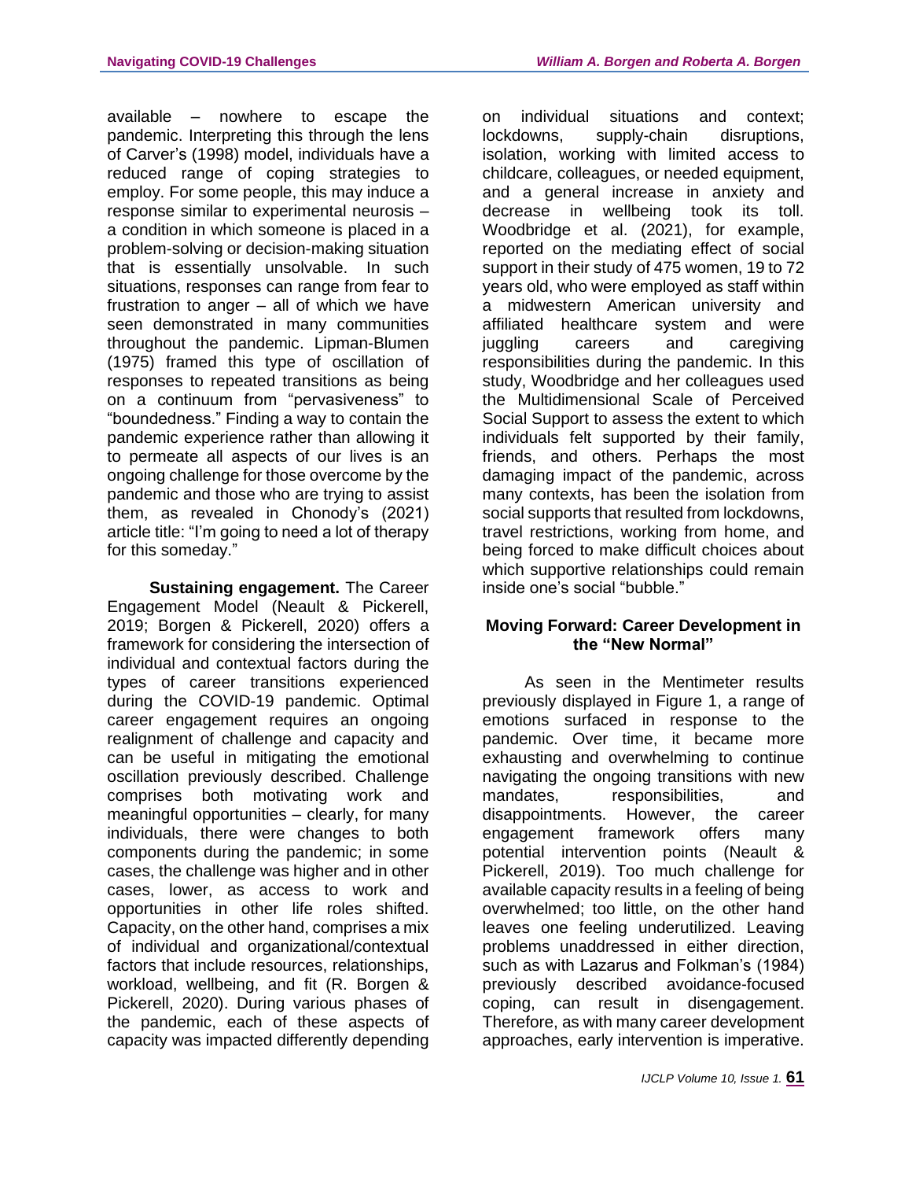available – nowhere to escape the pandemic. Interpreting this through the lens of Carver's (1998) model, individuals have a reduced range of coping strategies to employ. For some people, this may induce a response similar to experimental neurosis – a condition in which someone is placed in a problem-solving or decision-making situation that is essentially unsolvable. In such situations, responses can range from fear to frustration to anger – all of which we have seen demonstrated in many communities throughout the pandemic. Lipman-Blumen (1975) framed this type of oscillation of responses to repeated transitions as being on a continuum from "pervasiveness" to "boundedness." Finding a way to contain the pandemic experience rather than allowing it to permeate all aspects of our lives is an ongoing challenge for those overcome by the pandemic and those who are trying to assist them, as revealed in Chonody's (2021) article title: "I'm going to need a lot of therapy for this someday."

**Sustaining engagement.** The Career Engagement Model (Neault & Pickerell, 2019; Borgen & Pickerell, 2020) offers a framework for considering the intersection of individual and contextual factors during the types of career transitions experienced during the COVID-19 pandemic. Optimal career engagement requires an ongoing realignment of challenge and capacity and can be useful in mitigating the emotional oscillation previously described. Challenge comprises both motivating work and meaningful opportunities – clearly, for many individuals, there were changes to both components during the pandemic; in some cases, the challenge was higher and in other cases, lower, as access to work and opportunities in other life roles shifted. Capacity, on the other hand, comprises a mix of individual and organizational/contextual factors that include resources, relationships, workload, wellbeing, and fit (R. Borgen & Pickerell, 2020). During various phases of the pandemic, each of these aspects of capacity was impacted differently depending on individual situations and context; lockdowns, supply-chain disruptions, isolation, working with limited access to childcare, colleagues, or needed equipment, and a general increase in anxiety and decrease in wellbeing took its toll. Woodbridge et al. (2021), for example, reported on the mediating effect of social support in their study of 475 women, 19 to 72 years old, who were employed as staff within a midwestern American university and affiliated healthcare system and were juggling careers and caregiving responsibilities during the pandemic. In this study, Woodbridge and her colleagues used the Multidimensional Scale of Perceived Social Support to assess the extent to which individuals felt supported by their family, friends, and others. Perhaps the most damaging impact of the pandemic, across many contexts, has been the isolation from social supports that resulted from lockdowns, travel restrictions, working from home, and being forced to make difficult choices about which supportive relationships could remain inside one's social "bubble."

## Moving Forward: Career Development in the "New Normal"

As seen in the Mentimeter results previously displayed in Figure 1, a range of emotions surfaced in response to the pandemic. Over time, it became more exhausting and overwhelming to continue navigating the ongoing transitions with new mandates, responsibilities, and disappointments. However, the career engagement framework offers many potential intervention points (Neault & Pickerell, 2019). Too much challenge for available capacity results in a feeling of being overwhelmed; too little, on the other hand leaves one feeling underutilized. Leaving problems unaddressed in either direction, such as with Lazarus and Folkman's (1984) previously described avoidance-focused coping, can result in disengagement. Therefore, as with many career development approaches, early intervention is imperative.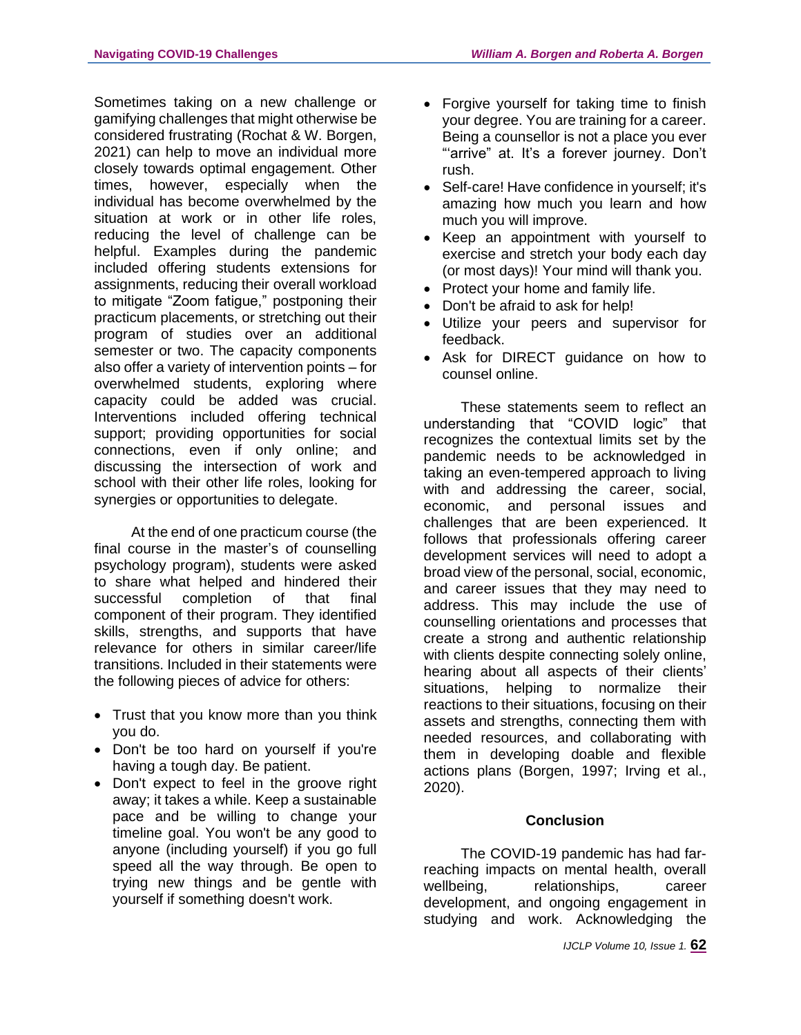Sometimes taking on a new challenge or gamifying challenges that might otherwise be considered frustrating (Rochat & W. Borgen, 2021) can help to move an individual more closely towards optimal engagement. Other times, however, especially when the individual has become overwhelmed by the situation at work or in other life roles, reducing the level of challenge can be helpful. Examples during the pandemic included offering students extensions for assignments, reducing their overall workload to mitigate "Zoom fatigue," postponing their practicum placements, or stretching out their program of studies over an additional semester or two. The capacity components also offer a variety of intervention points – for overwhelmed students, exploring where capacity could be added was crucial. Interventions included offering technical support; providing opportunities for social connections, even if only online; and discussing the intersection of work and school with their other life roles, looking for synergies or opportunities to delegate.

At the end of one practicum course (the final course in the master's of counselling psychology program), students were asked to share what helped and hindered their successful completion of that final component of their program. They identified skills, strengths, and supports that have relevance for others in similar career/life transitions. Included in their statements were the following pieces of advice for others:

- Trust that you know more than you think you do.
- Don't be too hard on yourself if you're having a tough day. Be patient.
- Don't expect to feel in the groove right away; it takes a while. Keep a sustainable pace and be willing to change your timeline goal. You won't be any good to anyone (including yourself) if you go full speed all the way through. Be open to trying new things and be gentle with yourself if something doesn't work.
- Forgive yourself for taking time to finish your degree. You are training for a career. Being a counsellor is not a place you ever "'arrive" at. It's a forever journey. Don't rush.
- Self-care! Have confidence in yourself; it's amazing how much you learn and how much you will improve.
- Keep an appointment with yourself to exercise and stretch your body each day (or most days)! Your mind will thank you.
- Protect your home and family life.
- Don't be afraid to ask for help!
- Utilize your peers and supervisor for feedback.
- Ask for DIRECT guidance on how to counsel online.

These statements seem to reflect an understanding that "COVID logic" that recognizes the contextual limits set by the pandemic needs to be acknowledged in taking an even-tempered approach to living with and addressing the career, social, economic, and personal issues and challenges that are been experienced. It follows that professionals offering career development services will need to adopt a broad view of the personal, social, economic, and career issues that they may need to address. This may include the use of counselling orientations and processes that create a strong and authentic relationship with clients despite connecting solely online, hearing about all aspects of their clients' situations, helping to normalize their reactions to their situations, focusing on their assets and strengths, connecting them with needed resources, and collaborating with them in developing doable and flexible actions plans (Borgen, 1997; Irving et al., 2020).

## Conclusion

The COVID-19 pandemic has had far-reaching impacts on mental health, overall wellbeing, relationships, career development, and ongoing engagement in studying and work. Acknowledging the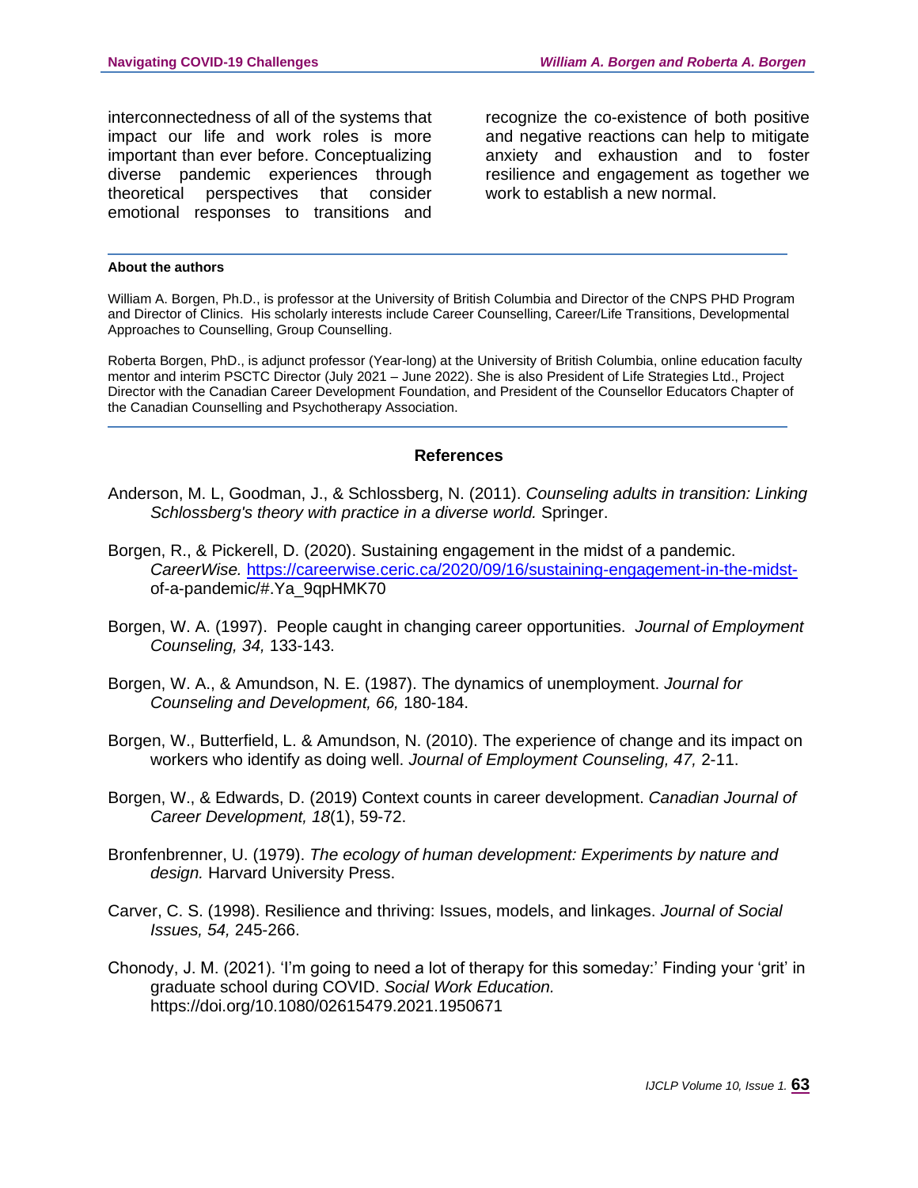interconnectedness of all of the systems that impact our life and work roles is more important than ever before. Conceptualizing diverse pandemic experiences through theoretical perspectives that consider emotional responses to transitions and recognize the co-existence of both positive and negative reactions can help to mitigate anxiety and exhaustion and to foster resilience and engagement as together we work to establish a new normal.

**About the authors**

William A. Borgen, Ph.D., is professor at the University of British Columbia and Director of the CNPS PHD Program and Director of Clinics. His scholarly interests include Career Counselling, Career/Life Transitions, Developmental Approaches to Counselling, Group Counselling.

Roberta Borgen, PhD., is adjunct professor (Year-long) at the University of British Columbia, online education faculty mentor and interim PSCTC Director (July 2021 – June 2022). She is also President of Life Strategies Ltd., Project Director with the Canadian Career Development Foundation, and President of the Counsellor Educators Chapter of the Canadian Counselling and Psychotherapy Association.

## References

Anderson, M. L, Goodman, J., & Schlossberg, N. (2011). *Counseling adults in transition: Linking Schlossberg's theory with practice in a diverse world.* Springer.

Borgen, R., & Pickerell, D. (2020). Sustaining engagement in the midst of a pandemic. *CareerWise.* https://careerwise.ceric.ca/2020/09/16/sustaining-engagement-in-the-midst-of-a-pandemic/#.Ya_9qpHMK70

Borgen, W. A. (1997). People caught in changing career opportunities. *Journal of Employment Counseling, 34,* 133-143.

Borgen, W. A., & Amundson, N. E. (1987). The dynamics of unemployment. *Journal for Counseling and Development, 66,* 180-184.

Borgen, W., Butterfield, L. & Amundson, N. (2010). The experience of change and its impact on workers who identify as doing well. *Journal of Employment Counseling, 47,* 2-11.

Borgen, W., & Edwards, D. (2019) Context counts in career development. *Canadian Journal of Career Development, 18*(1), 59-72.

Bronfenbrenner, U. (1979). *The ecology of human development: Experiments by nature and design.* Harvard University Press.

Carver, C. S. (1998). Resilience and thriving: Issues, models, and linkages. *Journal of Social Issues, 54,* 245-266.

Chonody, J. M. (2021). 'I'm going to need a lot of therapy for this someday:' Finding your 'grit' in graduate school during COVID. *Social Work Education.* https://doi.org/10.1080/02615479.2021.1950671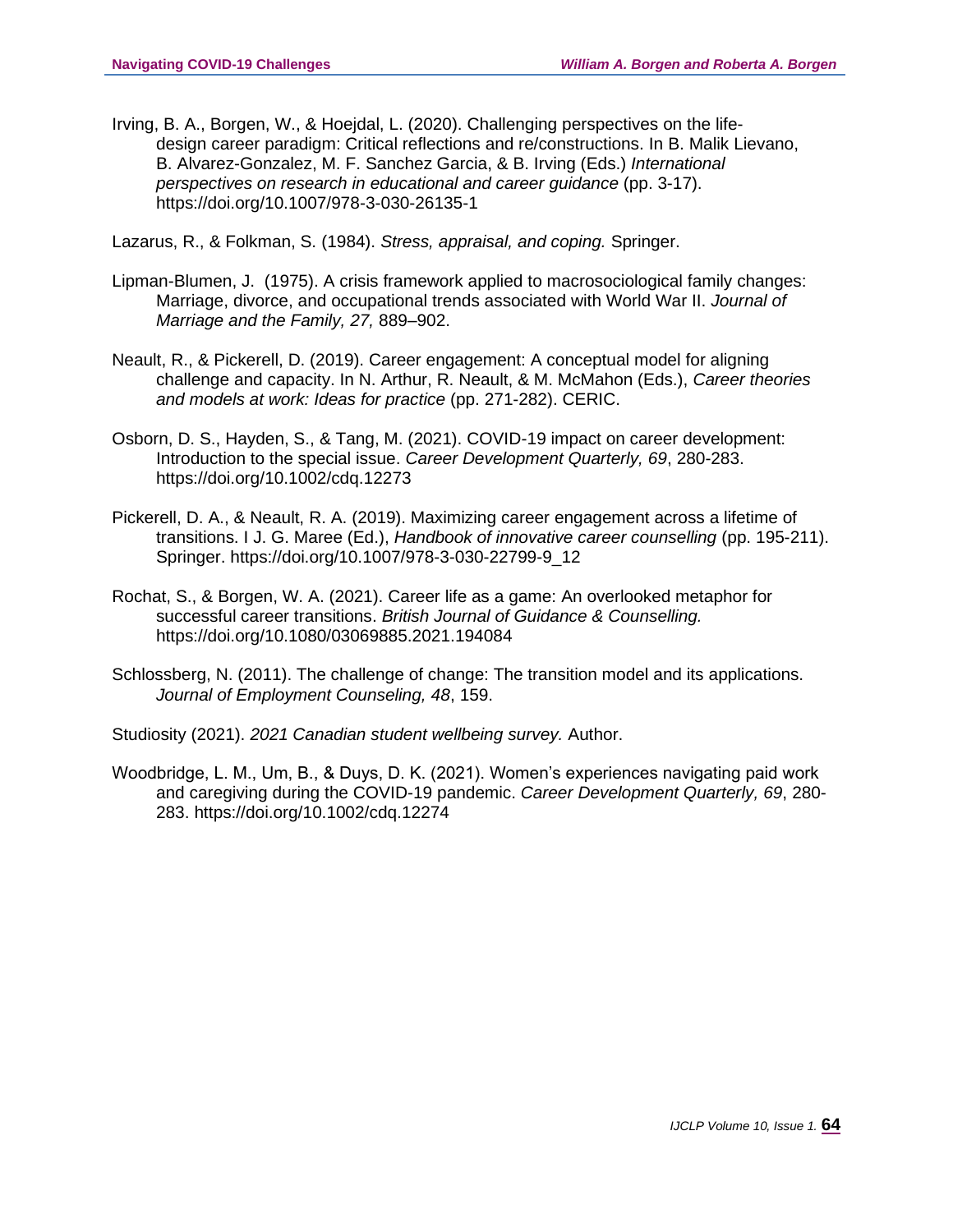Irving, B. A., Borgen, W., & Hoejdal, L. (2020). Challenging perspectives on the life-design career paradigm: Critical reflections and re/constructions. In B. Malik Lievano, B. Alvarez-Gonzalez, M. F. Sanchez Garcia, & B. Irving (Eds.) *International perspectives on research in educational and career guidance* (pp. 3-17). https://doi.org/10.1007/978-3-030-26135-1

Lazarus, R., & Folkman, S. (1984). *Stress, appraisal, and coping.* Springer.

Lipman-Blumen, J. (1975). A crisis framework applied to macrosociological family changes: Marriage, divorce, and occupational trends associated with World War II. *Journal of Marriage and the Family, 27,* 889–902.

Neault, R., & Pickerell, D. (2019). Career engagement: A conceptual model for aligning challenge and capacity. In N. Arthur, R. Neault, & M. McMahon (Eds.), *Career theories and models at work: Ideas for practice* (pp. 271-282). CERIC.

Osborn, D. S., Hayden, S., & Tang, M. (2021). COVID-19 impact on career development: Introduction to the special issue. *Career Development Quarterly, 69*, 280-283. https://doi.org/10.1002/cdq.12273

Pickerell, D. A., & Neault, R. A. (2019). Maximizing career engagement across a lifetime of transitions. I J. G. Maree (Ed.), *Handbook of innovative career counselling* (pp. 195-211). Springer. https://doi.org/10.1007/978-3-030-22799-9_12

Rochat, S., & Borgen, W. A. (2021). Career life as a game: An overlooked metaphor for successful career transitions. *British Journal of Guidance & Counselling.* https://doi.org/10.1080/03069885.2021.194084

Schlossberg, N. (2011). The challenge of change: The transition model and its applications. *Journal of Employment Counseling, 48*, 159.

Studiosity (2021). *2021 Canadian student wellbeing survey.* Author.

Woodbridge, L. M., Um, B., & Duys, D. K. (2021). Women's experiences navigating paid work and caregiving during the COVID-19 pandemic. *Career Development Quarterly, 69*, 280-283. https://doi.org/10.1002/cdq.12274